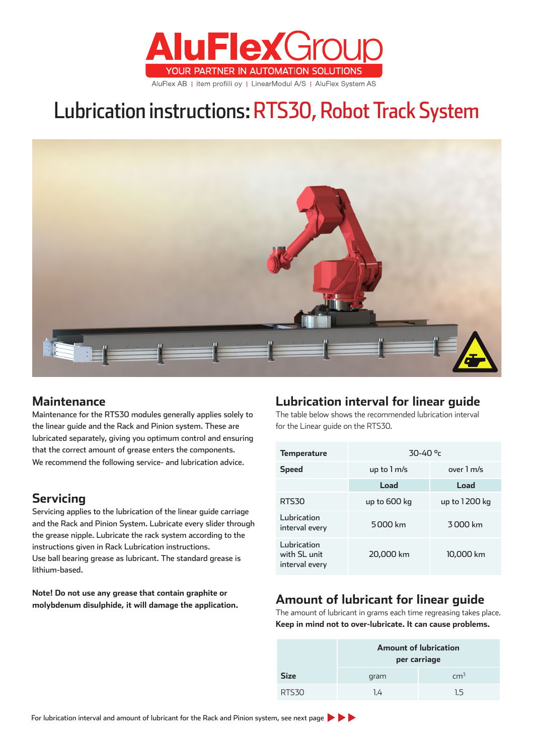# AluFlexGroup

YOUR PARTNER IN AUTOMATION SOLUTIONS

AluFlex AB | item profiili oy | LinearModul A/S | AluFlex System AS

# Lubrication instructions: RTS30, Robot Track System

## Maintenance

Maintenance for the RTS30 modules generally applies solely to the linear guide and the Rack and Pinion system. These are lubricated separately, giving you optimum control and ensuring that the correct amount of grease enters the components.
We recommend the following service- and lubrication advice.

## Servicing

Servicing applies to the lubrication of the linear guide carriage and the Rack and Pinion System. Lubricate every slider through the grease nipple. Lubricate the rack system according to the instructions given in Rack Lubrication instructions.
Use ball bearing grease as lubricant. The standard grease is lithium-based.

**Note! Do not use any grease that contain graphite or molybdenum disulphide, it will damage the application.**

## Lubrication interval for linear guide

The table below shows the recommended lubrication interval for the Linear guide on the RTS30.

| **Temperature** | 30-40 °c | |
|---|---|---|
| **Speed** | up to 1 m/s | over 1 m/s |
| | **Load** | **Load** |
| RTS30 | up to 600 kg | up to 1 200 kg |
| Lubrication interval every | 5 000 km | 3 000 km |
| Lubrication with SL unit interval every | 20,000 km | 10,000 km |

## Amount of lubricant for linear guide

The amount of lubricant in grams each time regreasing takes place.
**Keep in mind not to over-lubricate. It can cause problems.**

| | **Amount of lubrication per carriage** | |
|---|---|---|
| **Size** | gram | $cm^3$ |
| RTS30 | 1.4 | 1.5 |

For lubrication interval and amount of lubricant for the Rack and Pinion system, see next page ▶▶▶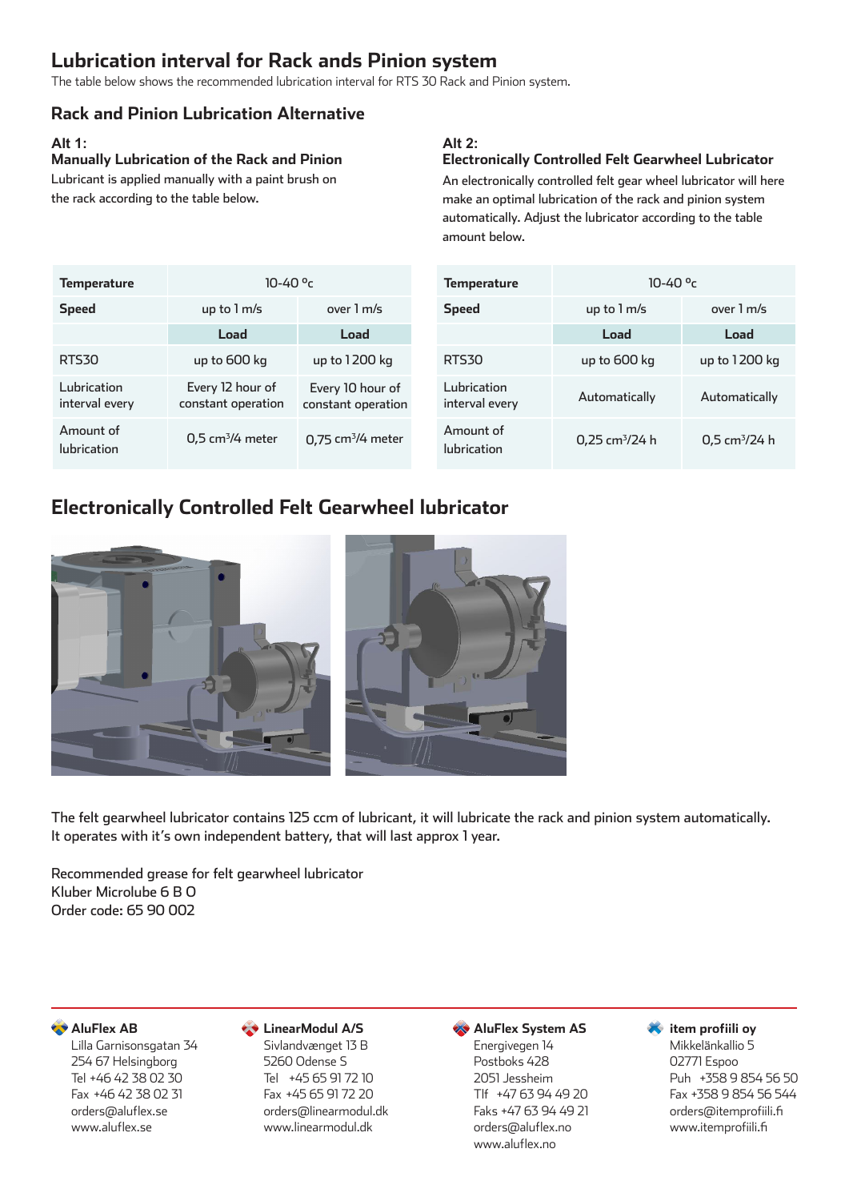# Lubrication interval for Rack ands Pinion system

The table below shows the recommended lubrication interval for RTS 30 Rack and Pinion system.

## Rack and Pinion Lubrication Alternative

**Alt 1:**
**Manually Lubrication of the Rack and Pinion**
Lubricant is applied manually with a paint brush on the rack according to the table below.

| Temperature | 10-40 °c | |
|---|---|---|
| **Speed** | up to 1 m/s | over 1 m/s |
| | **Load** | **Load** |
| RTS30 | up to 600 kg | up to 1 200 kg |
| Lubrication interval every | Every 12 hour of constant operation | Every 10 hour of constant operation |
| Amount of lubrication | 0,5 $cm^3$/4 meter | 0,75 $cm^3$/4 meter |

**Alt 2:**
**Electronically Controlled Felt Gearwheel Lubricator**
An electronically controlled felt gear wheel lubricator will here make an optimal lubrication of the rack and pinion system automatically. Adjust the lubricator according to the table amount below.

| Temperature | 10-40 °c | |
|---|---|---|
| **Speed** | up to 1 m/s | over 1 m/s |
| | **Load** | **Load** |
| RTS30 | up to 600 kg | up to 1 200 kg |
| Lubrication interval every | Automatically | Automatically |
| Amount of lubrication | 0,25 $cm^3$/24 h | 0,5 $cm^3$/24 h |

## Electronically Controlled Felt Gearwheel lubricator

The felt gearwheel lubricator contains 125 ccm of lubricant, it will lubricate the rack and pinion system automatically. It operates with it's own independent battery, that will last approx 1 year.

Recommended grease for felt gearwheel lubricator
Kluber Microlube 6 B 0
Order code: 65 90 002

**AluFlex AB**
Lilla Garnisonsgatan 34
254 67 Helsingborg
Tel +46 42 38 02 30
Fax +46 42 38 02 31
orders@aluflex.se
www.aluflex.se

**LinearModul A/S**
Sivlandvænget 13 B
5260 Odense S
Tel +45 65 91 72 10
Fax +45 65 91 72 20
orders@linearmodul.dk
www.linearmodul.dk

**AluFlex System AS**
Energivegen 14
Postboks 428
2051 Jessheim
Tlf +47 63 94 49 20
Faks +47 63 94 49 21
orders@aluflex.no
www.aluflex.no

**item profiili oy**
Mikkelänkallio 5
02771 Espoo
Puh +358 9 854 56 50
Fax +358 9 854 56 544
orders@itemprofiili.fi
www.itemprofiili.fi